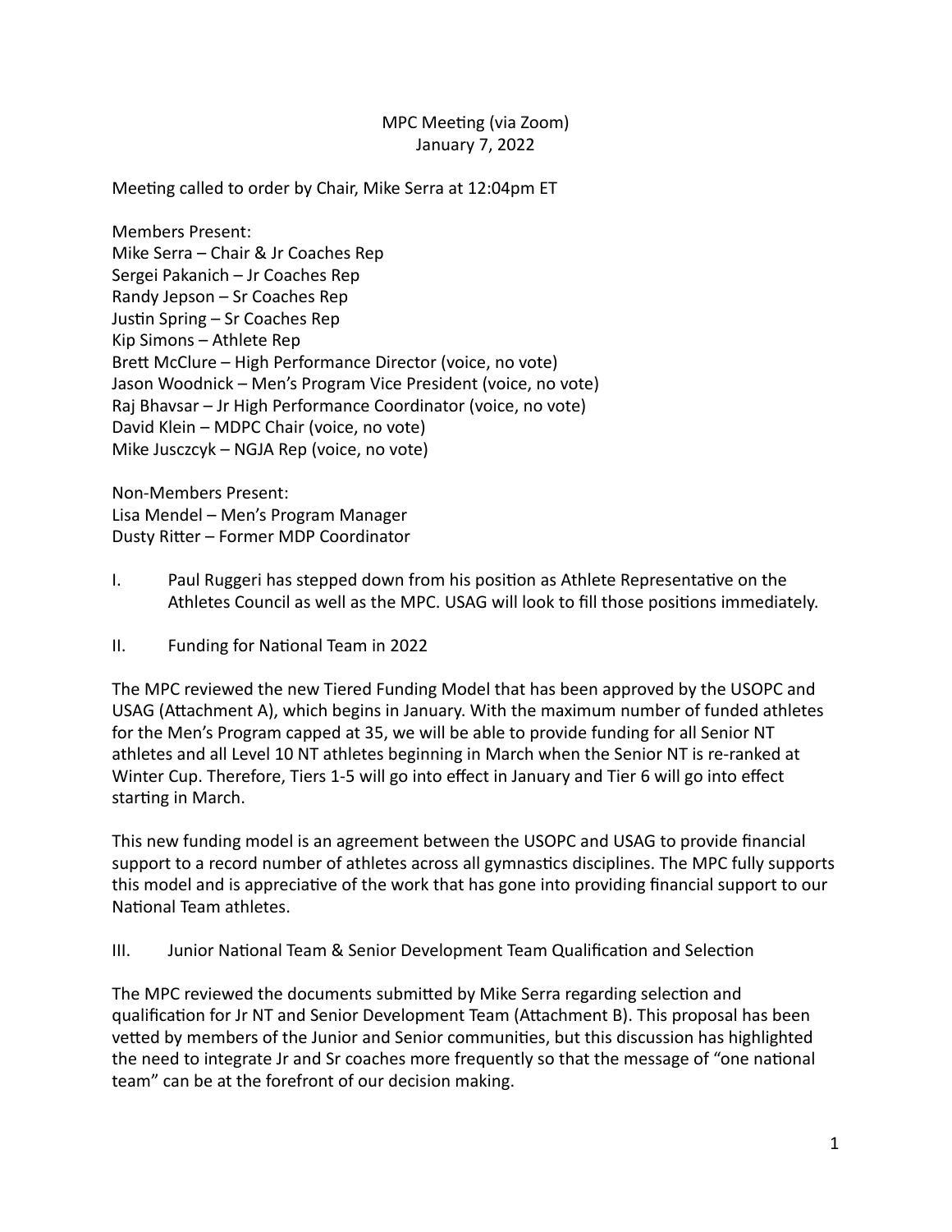MPC Meeting (via Zoom)
January 7, 2022

Meeting called to order by Chair, Mike Serra at 12:04pm ET

Members Present:
Mike Serra – Chair & Jr Coaches Rep
Sergei Pakanich – Jr Coaches Rep
Randy Jepson – Sr Coaches Rep
Justin Spring – Sr Coaches Rep
Kip Simons – Athlete Rep
Brett McClure – High Performance Director (voice, no vote)
Jason Woodnick – Men's Program Vice President (voice, no vote)
Raj Bhavsar – Jr High Performance Coordinator (voice, no vote)
David Klein – MDPC Chair (voice, no vote)
Mike Jusczcyk – NGJA Rep (voice, no vote)

Non-Members Present:
Lisa Mendel – Men's Program Manager
Dusty Ritter – Former MDP Coordinator

I. Paul Ruggeri has stepped down from his position as Athlete Representative on the Athletes Council as well as the MPC. USAG will look to fill those positions immediately.

II. Funding for National Team in 2022

The MPC reviewed the new Tiered Funding Model that has been approved by the USOPC and USAG (Attachment A), which begins in January. With the maximum number of funded athletes for the Men's Program capped at 35, we will be able to provide funding for all Senior NT athletes and all Level 10 NT athletes beginning in March when the Senior NT is re-ranked at Winter Cup. Therefore, Tiers 1-5 will go into effect in January and Tier 6 will go into effect starting in March.

This new funding model is an agreement between the USOPC and USAG to provide financial support to a record number of athletes across all gymnastics disciplines. The MPC fully supports this model and is appreciative of the work that has gone into providing financial support to our National Team athletes.

III. Junior National Team & Senior Development Team Qualification and Selection

The MPC reviewed the documents submitted by Mike Serra regarding selection and qualification for Jr NT and Senior Development Team (Attachment B). This proposal has been vetted by members of the Junior and Senior communities, but this discussion has highlighted the need to integrate Jr and Sr coaches more frequently so that the message of "one national team" can be at the forefront of our decision making.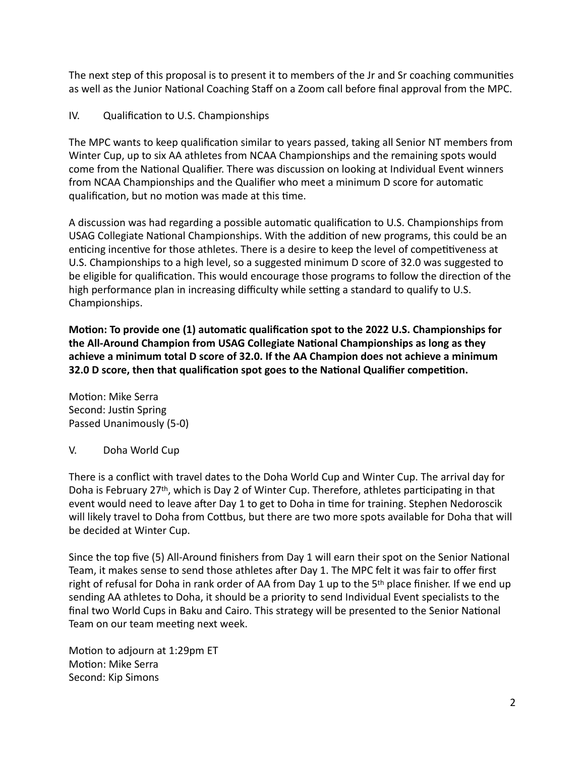The next step of this proposal is to present it to members of the Jr and Sr coaching communities as well as the Junior National Coaching Staff on a Zoom call before final approval from the MPC.

IV. Qualification to U.S. Championships

The MPC wants to keep qualification similar to years passed, taking all Senior NT members from Winter Cup, up to six AA athletes from NCAA Championships and the remaining spots would come from the National Qualifier. There was discussion on looking at Individual Event winners from NCAA Championships and the Qualifier who meet a minimum D score for automatic qualification, but no motion was made at this time.

A discussion was had regarding a possible automatic qualification to U.S. Championships from USAG Collegiate National Championships. With the addition of new programs, this could be an enticing incentive for those athletes. There is a desire to keep the level of competitiveness at U.S. Championships to a high level, so a suggested minimum D score of 32.0 was suggested to be eligible for qualification. This would encourage those programs to follow the direction of the high performance plan in increasing difficulty while setting a standard to qualify to U.S. Championships.

**Motion: To provide one (1) automatic qualification spot to the 2022 U.S. Championships for the All-Around Champion from USAG Collegiate National Championships as long as they achieve a minimum total D score of 32.0. If the AA Champion does not achieve a minimum 32.0 D score, then that qualification spot goes to the National Qualifier competition.**

Motion: Mike Serra
Second: Justin Spring
Passed Unanimously (5-0)

V. Doha World Cup

There is a conflict with travel dates to the Doha World Cup and Winter Cup. The arrival day for Doha is February 27th, which is Day 2 of Winter Cup. Therefore, athletes participating in that event would need to leave after Day 1 to get to Doha in time for training. Stephen Nedoroscik will likely travel to Doha from Cottbus, but there are two more spots available for Doha that will be decided at Winter Cup.

Since the top five (5) All-Around finishers from Day 1 will earn their spot on the Senior National Team, it makes sense to send those athletes after Day 1. The MPC felt it was fair to offer first right of refusal for Doha in rank order of AA from Day 1 up to the 5th place finisher. If we end up sending AA athletes to Doha, it should be a priority to send Individual Event specialists to the final two World Cups in Baku and Cairo. This strategy will be presented to the Senior National Team on our team meeting next week.

Motion to adjourn at 1:29pm ET
Motion: Mike Serra
Second: Kip Simons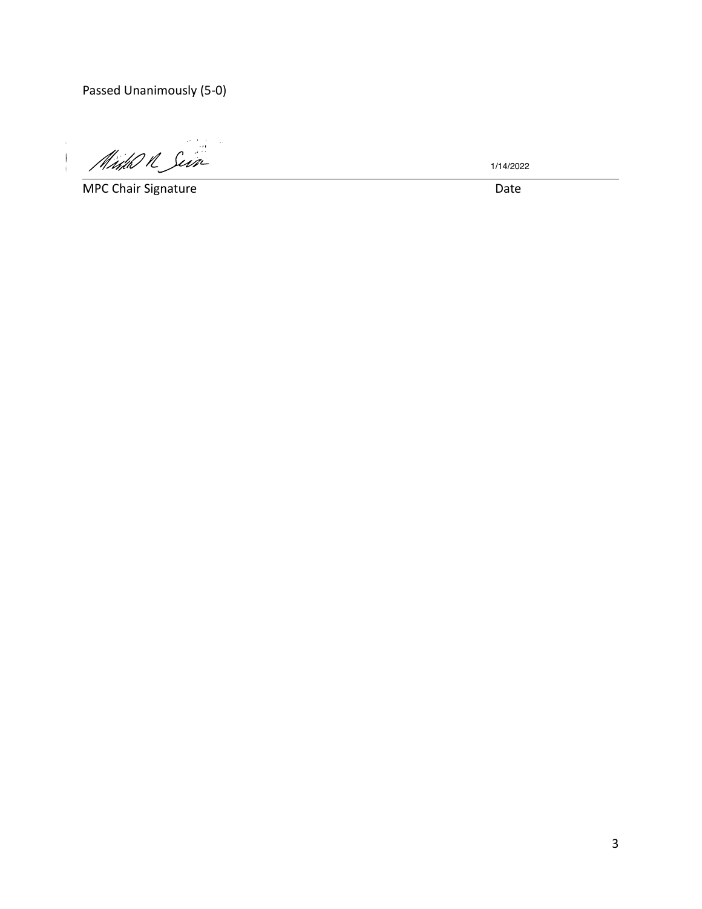Passed Unanimously (5-0)

1/14/2022

MPC Chair Signature Date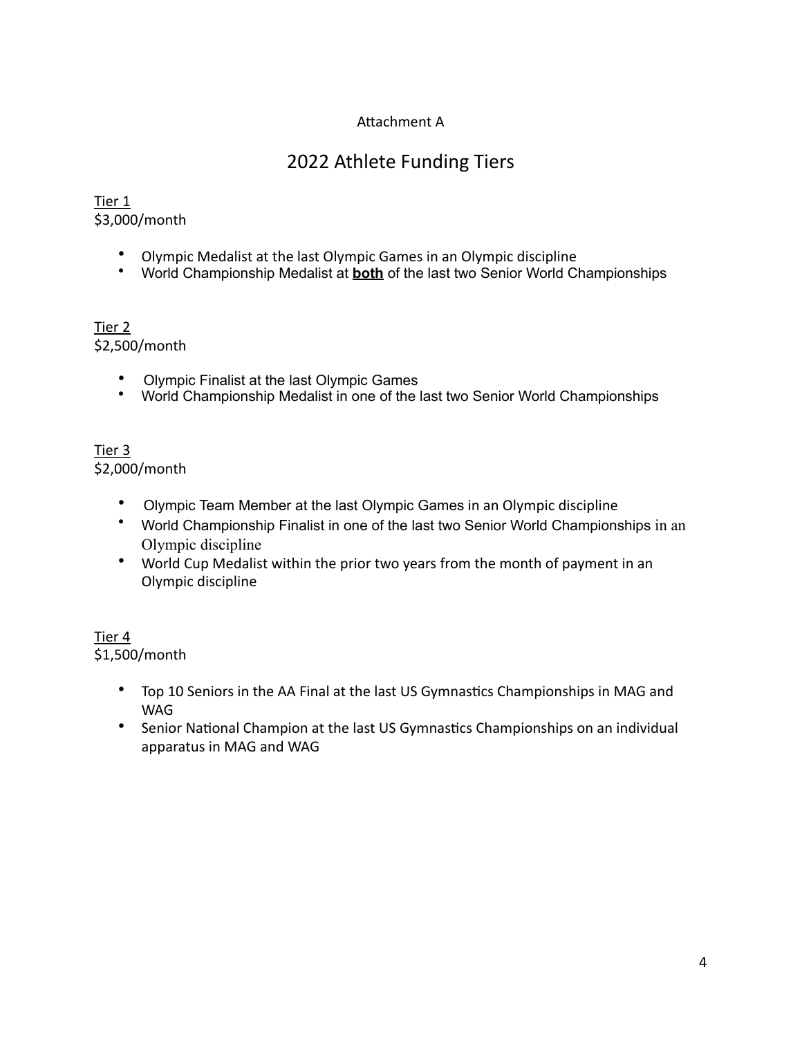Attachment A

# 2022 Athlete Funding Tiers

<u>Tier 1</u>
$3,000/month

- Olympic Medalist at the last Olympic Games in an Olympic discipline
- World Championship Medalist at **<u>both</u>** of the last two Senior World Championships

<u>Tier 2</u>
$2,500/month

- Olympic Finalist at the last Olympic Games
- World Championship Medalist in one of the last two Senior World Championships

<u>Tier 3</u>
$2,000/month

- Olympic Team Member at the last Olympic Games in an Olympic discipline
- World Championship Finalist in one of the last two Senior World Championships in an Olympic discipline
- World Cup Medalist within the prior two years from the month of payment in an Olympic discipline

<u>Tier 4</u>
$1,500/month

- Top 10 Seniors in the AA Final at the last US Gymnastics Championships in MAG and WAG
- Senior National Champion at the last US Gymnastics Championships on an individual apparatus in MAG and WAG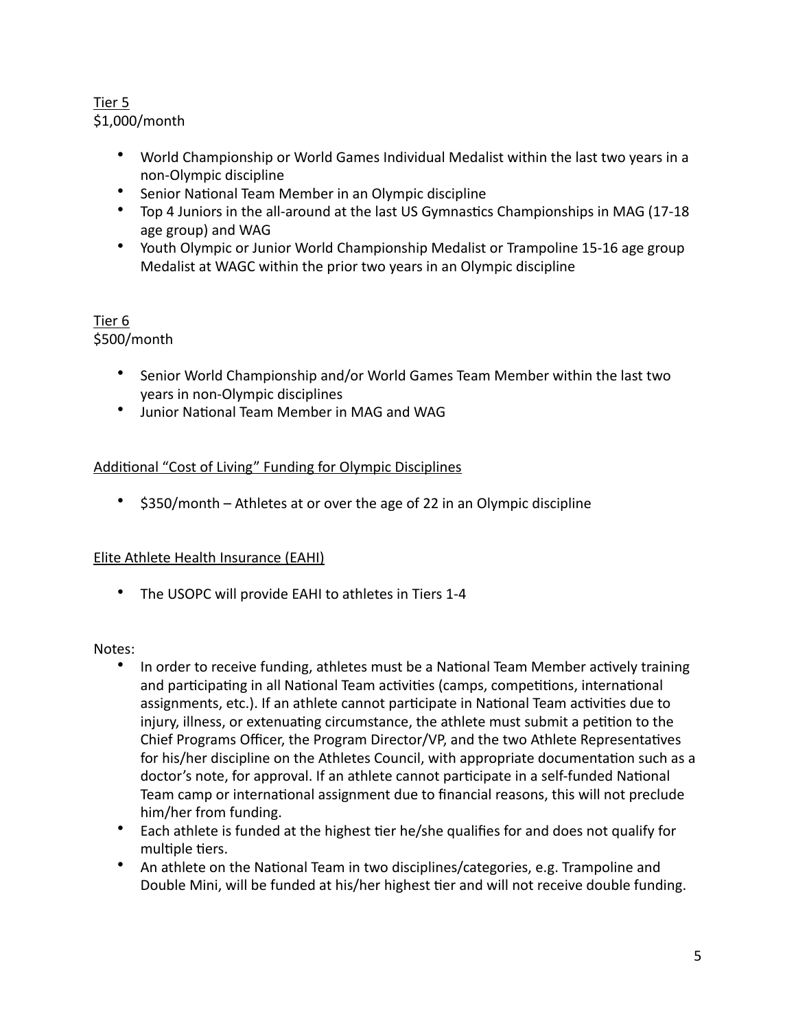Tier 5
$1,000/month

- World Championship or World Games Individual Medalist within the last two years in a non-Olympic discipline
- Senior National Team Member in an Olympic discipline
- Top 4 Juniors in the all-around at the last US Gymnastics Championships in MAG (17-18 age group) and WAG
- Youth Olympic or Junior World Championship Medalist or Trampoline 15-16 age group Medalist at WAGC within the prior two years in an Olympic discipline

Tier 6
$500/month

- Senior World Championship and/or World Games Team Member within the last two years in non-Olympic disciplines
- Junior National Team Member in MAG and WAG

Additional "Cost of Living" Funding for Olympic Disciplines

- $350/month – Athletes at or over the age of 22 in an Olympic discipline

Elite Athlete Health Insurance (EAHI)

- The USOPC will provide EAHI to athletes in Tiers 1-4

Notes:

- In order to receive funding, athletes must be a National Team Member actively training and participating in all National Team activities (camps, competitions, international assignments, etc.). If an athlete cannot participate in National Team activities due to injury, illness, or extenuating circumstance, the athlete must submit a petition to the Chief Programs Officer, the Program Director/VP, and the two Athlete Representatives for his/her discipline on the Athletes Council, with appropriate documentation such as a doctor's note, for approval. If an athlete cannot participate in a self-funded National Team camp or international assignment due to financial reasons, this will not preclude him/her from funding.
- Each athlete is funded at the highest tier he/she qualifies for and does not qualify for multiple tiers.
- An athlete on the National Team in two disciplines/categories, e.g. Trampoline and Double Mini, will be funded at his/her highest tier and will not receive double funding.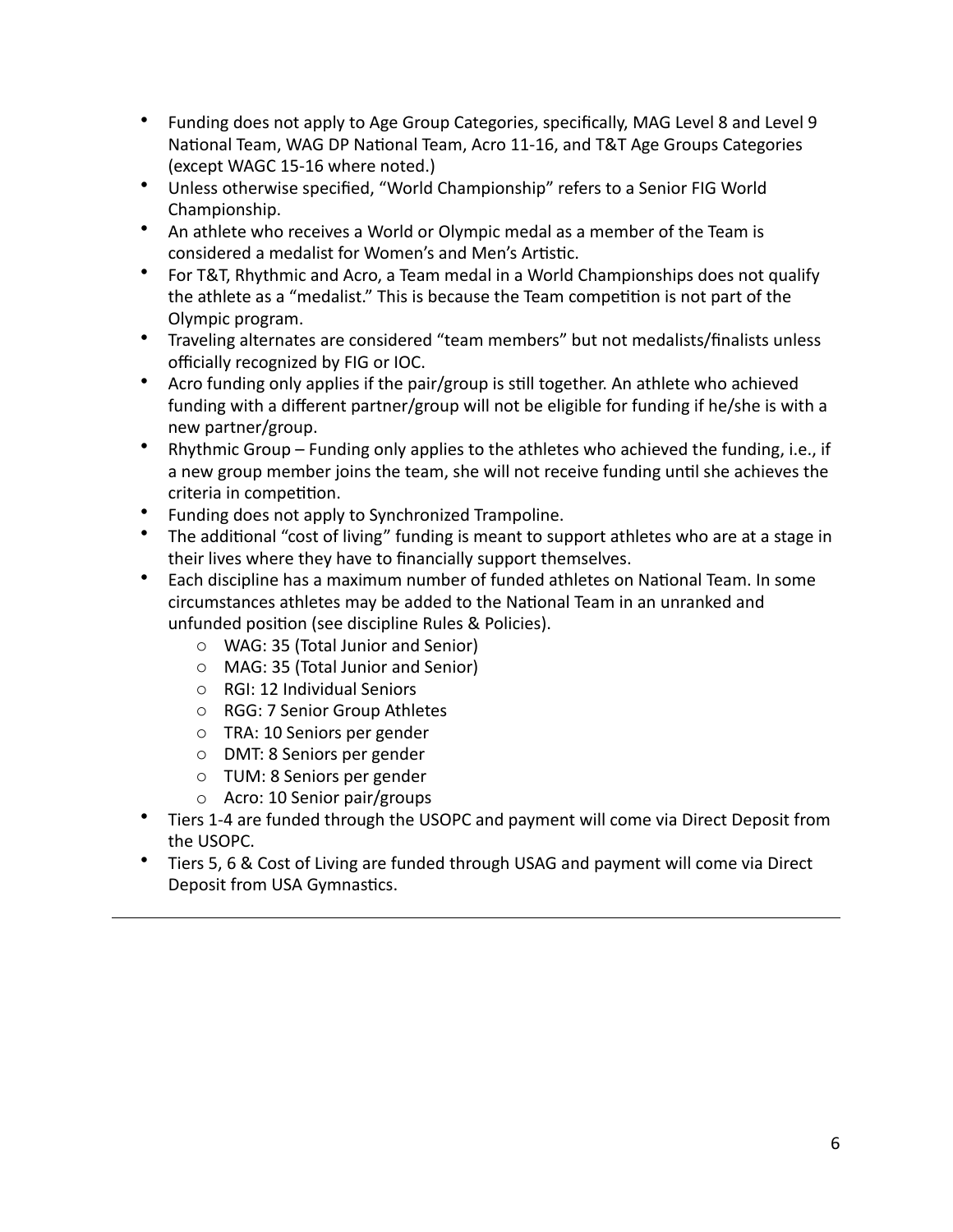- Funding does not apply to Age Group Categories, specifically, MAG Level 8 and Level 9 National Team, WAG DP National Team, Acro 11-16, and T&T Age Groups Categories (except WAGC 15-16 where noted.)
- Unless otherwise specified, "World Championship" refers to a Senior FIG World Championship.
- An athlete who receives a World or Olympic medal as a member of the Team is considered a medalist for Women's and Men's Artistic.
- For T&T, Rhythmic and Acro, a Team medal in a World Championships does not qualify the athlete as a "medalist." This is because the Team competition is not part of the Olympic program.
- Traveling alternates are considered "team members" but not medalists/finalists unless officially recognized by FIG or IOC.
- Acro funding only applies if the pair/group is still together. An athlete who achieved funding with a different partner/group will not be eligible for funding if he/she is with a new partner/group.
- Rhythmic Group – Funding only applies to the athletes who achieved the funding, i.e., if a new group member joins the team, she will not receive funding until she achieves the criteria in competition.
- Funding does not apply to Synchronized Trampoline.
- The additional "cost of living" funding is meant to support athletes who are at a stage in their lives where they have to financially support themselves.
- Each discipline has a maximum number of funded athletes on National Team. In some circumstances athletes may be added to the National Team in an unranked and unfunded position (see discipline Rules & Policies).
    - WAG: 35 (Total Junior and Senior)
    - MAG: 35 (Total Junior and Senior)
    - RGI: 12 Individual Seniors
    - RGG: 7 Senior Group Athletes
    - TRA: 10 Seniors per gender
    - DMT: 8 Seniors per gender
    - TUM: 8 Seniors per gender
    - Acro: 10 Senior pair/groups
- Tiers 1-4 are funded through the USOPC and payment will come via Direct Deposit from the USOPC.
- Tiers 5, 6 & Cost of Living are funded through USAG and payment will come via Direct Deposit from USA Gymnastics.

---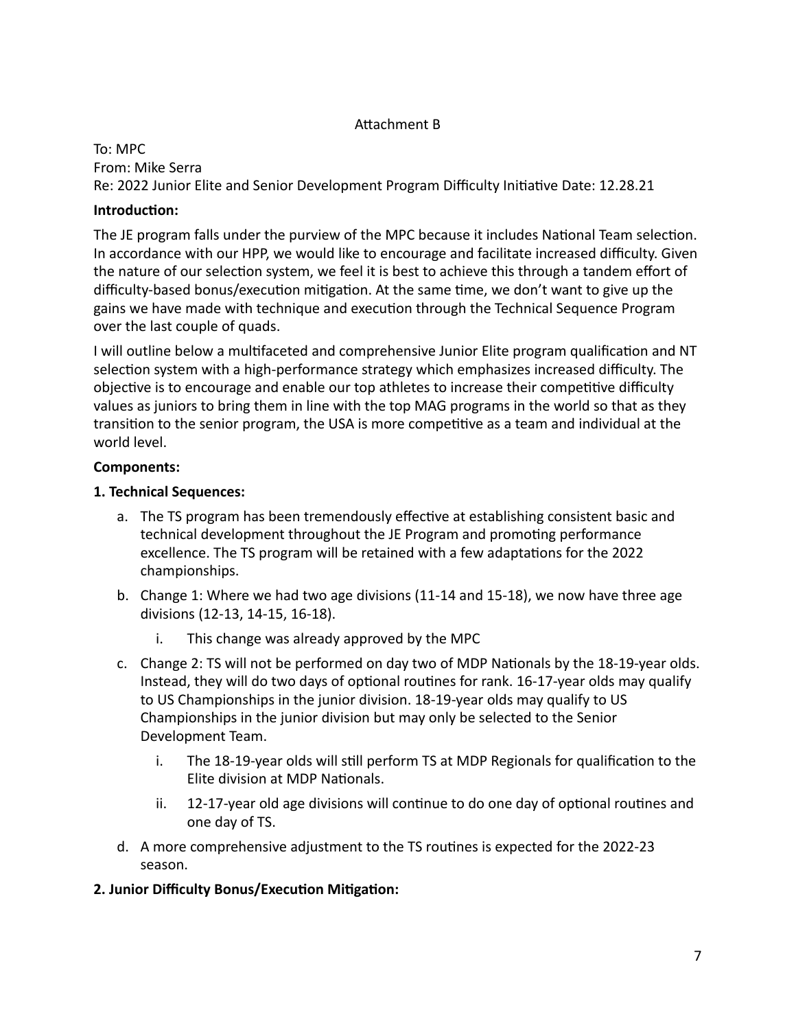Attachment B

To: MPC
From: Mike Serra
Re: 2022 Junior Elite and Senior Development Program Difficulty Initiative Date: 12.28.21

**Introduction:**

The JE program falls under the purview of the MPC because it includes National Team selection. In accordance with our HPP, we would like to encourage and facilitate increased difficulty. Given the nature of our selection system, we feel it is best to achieve this through a tandem effort of difficulty-based bonus/execution mitigation. At the same time, we don't want to give up the gains we have made with technique and execution through the Technical Sequence Program over the last couple of quads.

I will outline below a multifaceted and comprehensive Junior Elite program qualification and NT selection system with a high-performance strategy which emphasizes increased difficulty. The objective is to encourage and enable our top athletes to increase their competitive difficulty values as juniors to bring them in line with the top MAG programs in the world so that as they transition to the senior program, the USA is more competitive as a team and individual at the world level.

**Components:**

**1. Technical Sequences:**

a. The TS program has been tremendously effective at establishing consistent basic and technical development throughout the JE Program and promoting performance excellence. The TS program will be retained with a few adaptations for the 2022 championships.

b. Change 1: Where we had two age divisions (11-14 and 15-18), we now have three age divisions (12-13, 14-15, 16-18).

    i. This change was already approved by the MPC

c. Change 2: TS will not be performed on day two of MDP Nationals by the 18-19-year olds. Instead, they will do two days of optional routines for rank. 16-17-year olds may qualify to US Championships in the junior division. 18-19-year olds may qualify to US Championships in the junior division but may only be selected to the Senior Development Team.

    i. The 18-19-year olds will still perform TS at MDP Regionals for qualification to the Elite division at MDP Nationals.

    ii. 12-17-year old age divisions will continue to do one day of optional routines and one day of TS.

d. A more comprehensive adjustment to the TS routines is expected for the 2022-23 season.

**2. Junior Difficulty Bonus/Execution Mitigation:**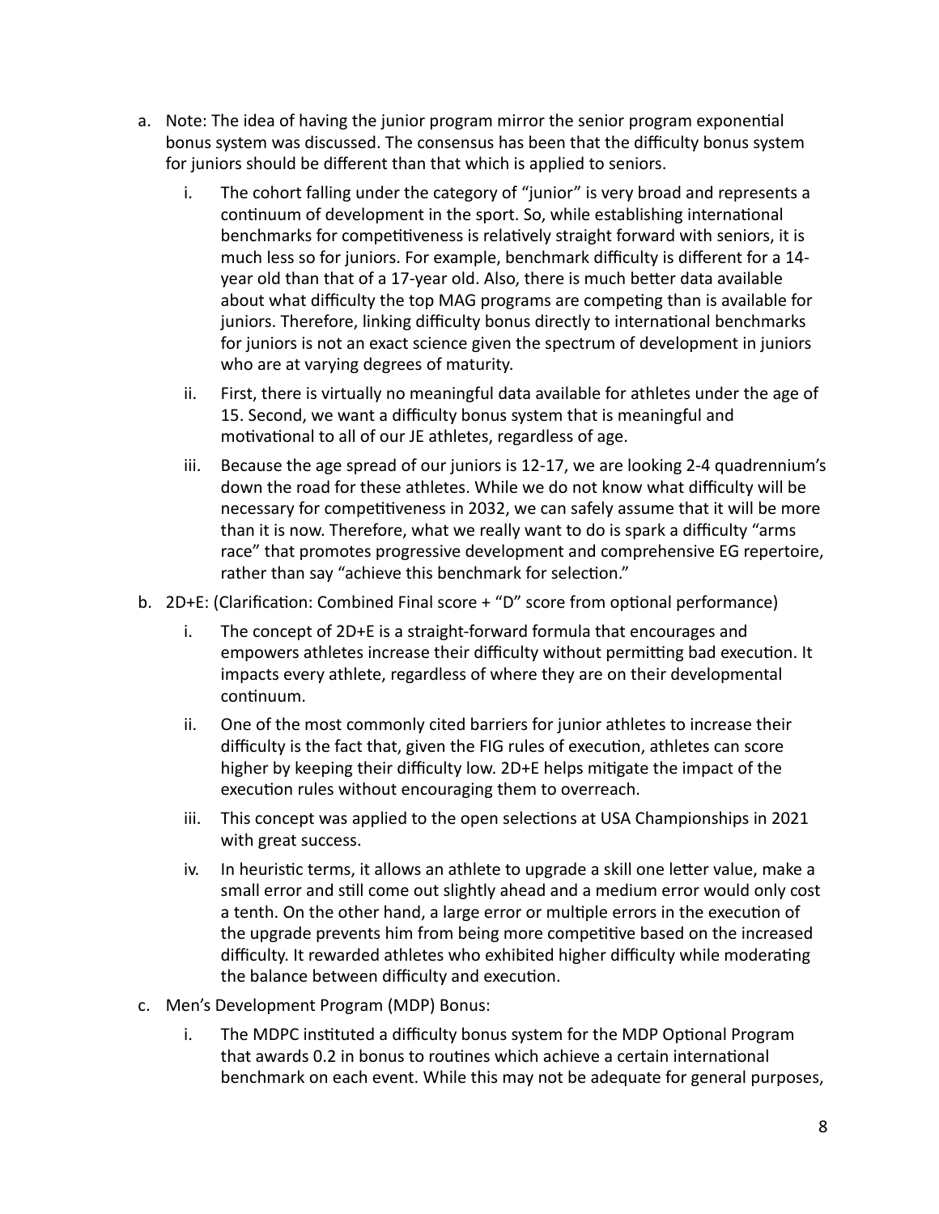a. Note: The idea of having the junior program mirror the senior program exponential bonus system was discussed. The consensus has been that the difficulty bonus system for juniors should be different than that which is applied to seniors.

   i. The cohort falling under the category of "junior" is very broad and represents a continuum of development in the sport. So, while establishing international benchmarks for competitiveness is relatively straight forward with seniors, it is much less so for juniors. For example, benchmark difficulty is different for a 14-year old than that of a 17-year old. Also, there is much better data available about what difficulty the top MAG programs are competing than is available for juniors. Therefore, linking difficulty bonus directly to international benchmarks for juniors is not an exact science given the spectrum of development in juniors who are at varying degrees of maturity.

   ii. First, there is virtually no meaningful data available for athletes under the age of 15. Second, we want a difficulty bonus system that is meaningful and motivational to all of our JE athletes, regardless of age.

   iii. Because the age spread of our juniors is 12-17, we are looking 2-4 quadrennium's down the road for these athletes. While we do not know what difficulty will be necessary for competitiveness in 2032, we can safely assume that it will be more than it is now. Therefore, what we really want to do is spark a difficulty "arms race" that promotes progressive development and comprehensive EG repertoire, rather than say "achieve this benchmark for selection."

b. 2D+E: (Clarification: Combined Final score + "D" score from optional performance)

   i. The concept of 2D+E is a straight-forward formula that encourages and empowers athletes increase their difficulty without permitting bad execution. It impacts every athlete, regardless of where they are on their developmental continuum.

   ii. One of the most commonly cited barriers for junior athletes to increase their difficulty is the fact that, given the FIG rules of execution, athletes can score higher by keeping their difficulty low. 2D+E helps mitigate the impact of the execution rules without encouraging them to overreach.

   iii. This concept was applied to the open selections at USA Championships in 2021 with great success.

   iv. In heuristic terms, it allows an athlete to upgrade a skill one letter value, make a small error and still come out slightly ahead and a medium error would only cost a tenth. On the other hand, a large error or multiple errors in the execution of the upgrade prevents him from being more competitive based on the increased difficulty. It rewarded athletes who exhibited higher difficulty while moderating the balance between difficulty and execution.

c. Men's Development Program (MDP) Bonus:

   i. The MDPC instituted a difficulty bonus system for the MDP Optional Program that awards 0.2 in bonus to routines which achieve a certain international benchmark on each event. While this may not be adequate for general purposes,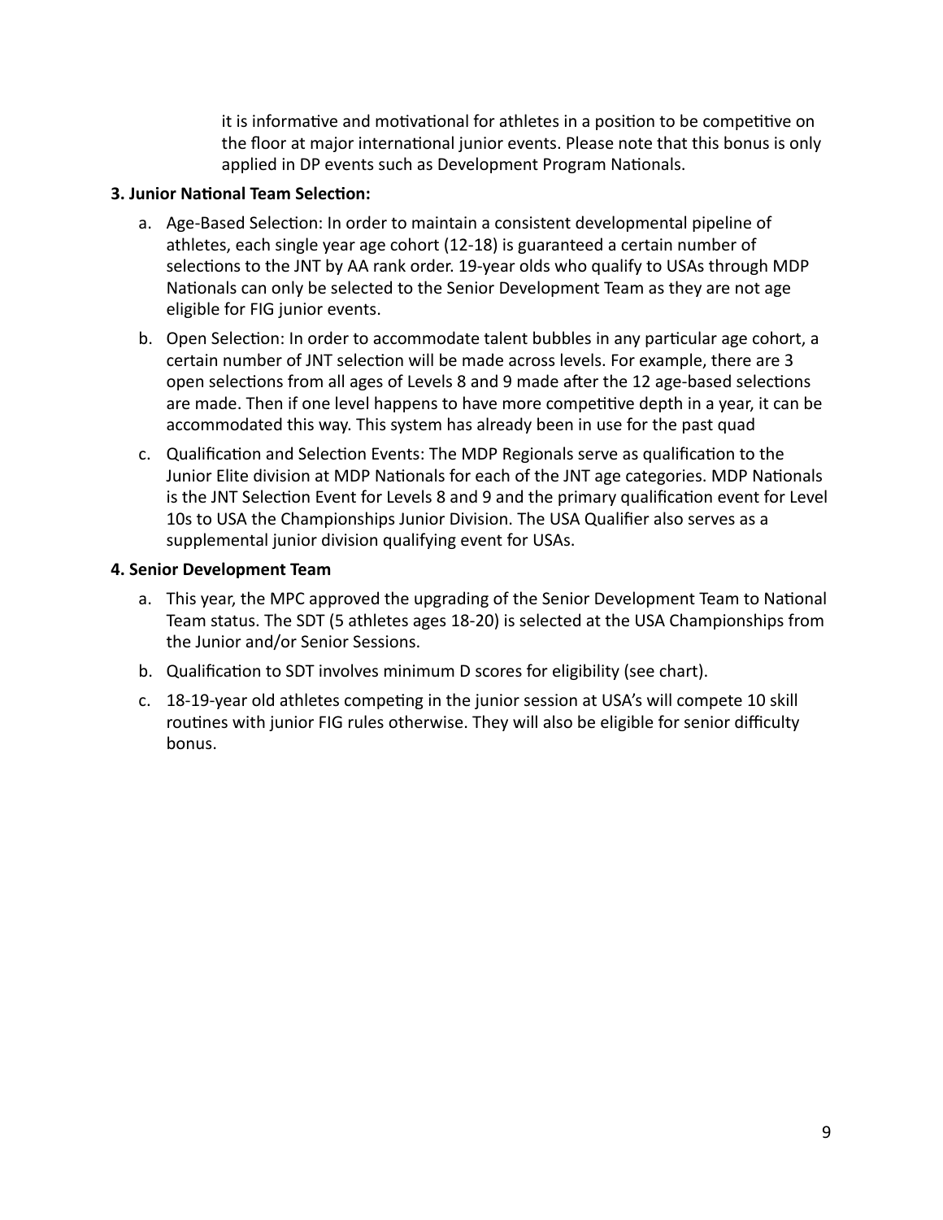it is informative and motivational for athletes in a position to be competitive on the floor at major international junior events. Please note that this bonus is only applied in DP events such as Development Program Nationals.

**3. Junior National Team Selection:**

a. Age-Based Selection: In order to maintain a consistent developmental pipeline of athletes, each single year age cohort (12-18) is guaranteed a certain number of selections to the JNT by AA rank order. 19-year olds who qualify to USAs through MDP Nationals can only be selected to the Senior Development Team as they are not age eligible for FIG junior events.

b. Open Selection: In order to accommodate talent bubbles in any particular age cohort, a certain number of JNT selection will be made across levels. For example, there are 3 open selections from all ages of Levels 8 and 9 made after the 12 age-based selections are made. Then if one level happens to have more competitive depth in a year, it can be accommodated this way. This system has already been in use for the past quad

c. Qualification and Selection Events: The MDP Regionals serve as qualification to the Junior Elite division at MDP Nationals for each of the JNT age categories. MDP Nationals is the JNT Selection Event for Levels 8 and 9 and the primary qualification event for Level 10s to USA the Championships Junior Division. The USA Qualifier also serves as a supplemental junior division qualifying event for USAs.

**4. Senior Development Team**

a. This year, the MPC approved the upgrading of the Senior Development Team to National Team status. The SDT (5 athletes ages 18-20) is selected at the USA Championships from the Junior and/or Senior Sessions.

b. Qualification to SDT involves minimum D scores for eligibility (see chart).

c. 18-19-year old athletes competing in the junior session at USA's will compete 10 skill routines with junior FIG rules otherwise. They will also be eligible for senior difficulty bonus.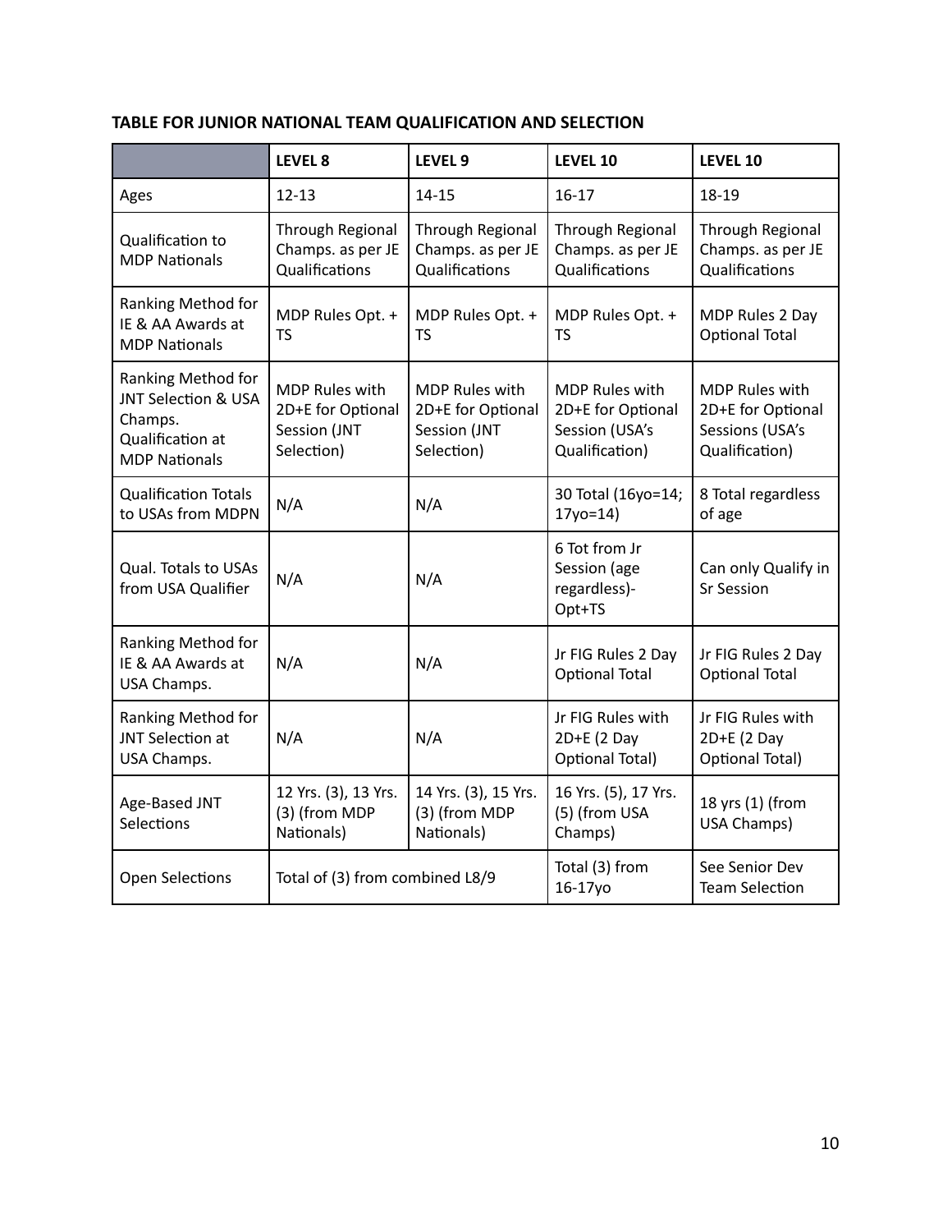**TABLE FOR JUNIOR NATIONAL TEAM QUALIFICATION AND SELECTION**

| | LEVEL 8 | LEVEL 9 | LEVEL 10 | LEVEL 10 |
|---|---|---|---|---|
| Ages | 12-13 | 14-15 | 16-17 | 18-19 |
| Qualification to MDP Nationals | Through Regional Champs. as per JE Qualifications | Through Regional Champs. as per JE Qualifications | Through Regional Champs. as per JE Qualifications | Through Regional Champs. as per JE Qualifications |
| Ranking Method for IE & AA Awards at MDP Nationals | MDP Rules Opt. + TS | MDP Rules Opt. + TS | MDP Rules Opt. + TS | MDP Rules 2 Day Optional Total |
| Ranking Method for JNT Selection & USA Champs. Qualification at MDP Nationals | MDP Rules with 2D+E for Optional Session (JNT Selection) | MDP Rules with 2D+E for Optional Session (JNT Selection) | MDP Rules with 2D+E for Optional Session (USA's Qualification) | MDP Rules with 2D+E for Optional Sessions (USA's Qualification) |
| Qualification Totals to USAs from MDPN | N/A | N/A | 30 Total (16yo=14; 17yo=14) | 8 Total regardless of age |
| Qual. Totals to USAs from USA Qualifier | N/A | N/A | 6 Tot from Jr Session (age regardless)- Opt+TS | Can only Qualify in Sr Session |
| Ranking Method for IE & AA Awards at USA Champs. | N/A | N/A | Jr FIG Rules 2 Day Optional Total | Jr FIG Rules 2 Day Optional Total |
| Ranking Method for JNT Selection at USA Champs. | N/A | N/A | Jr FIG Rules with 2D+E (2 Day Optional Total) | Jr FIG Rules with 2D+E (2 Day Optional Total) |
| Age-Based JNT Selections | 12 Yrs. (3), 13 Yrs. (3) (from MDP Nationals) | 14 Yrs. (3), 15 Yrs. (3) (from MDP Nationals) | 16 Yrs. (5), 17 Yrs. (5) (from USA Champs) | 18 yrs (1) (from USA Champs) |
| Open Selections | Total of (3) from combined L8/9 | | Total (3) from 16-17yo | See Senior Dev Team Selection |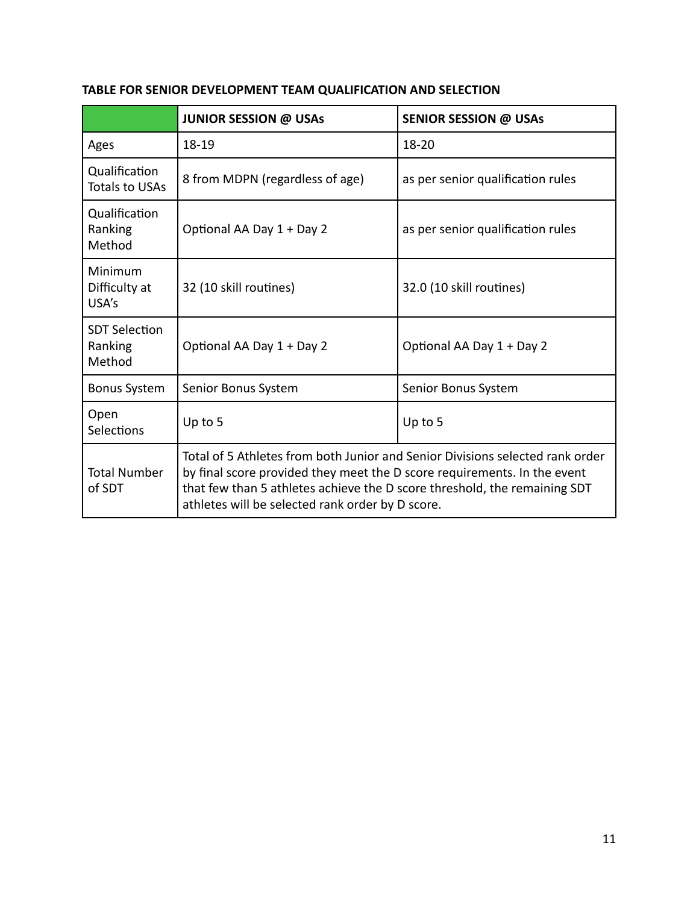**TABLE FOR SENIOR DEVELOPMENT TEAM QUALIFICATION AND SELECTION**

| | JUNIOR SESSION @ USAs | SENIOR SESSION @ USAs |
|---|---|---|
| Ages | 18-19 | 18-20 |
| Qualification Totals to USAs | 8 from MDPN (regardless of age) | as per senior qualification rules |
| Qualification Ranking Method | Optional AA Day 1 + Day 2 | as per senior qualification rules |
| Minimum Difficulty at USA's | 32 (10 skill routines) | 32.0 (10 skill routines) |
| SDT Selection Ranking Method | Optional AA Day 1 + Day 2 | Optional AA Day 1 + Day 2 |
| Bonus System | Senior Bonus System | Senior Bonus System |
| Open Selections | Up to 5 | Up to 5 |
| Total Number of SDT | Total of 5 Athletes from both Junior and Senior Divisions selected rank order by final score provided they meet the D score requirements. In the event that few than 5 athletes achieve the D score threshold, the remaining SDT athletes will be selected rank order by D score. | |